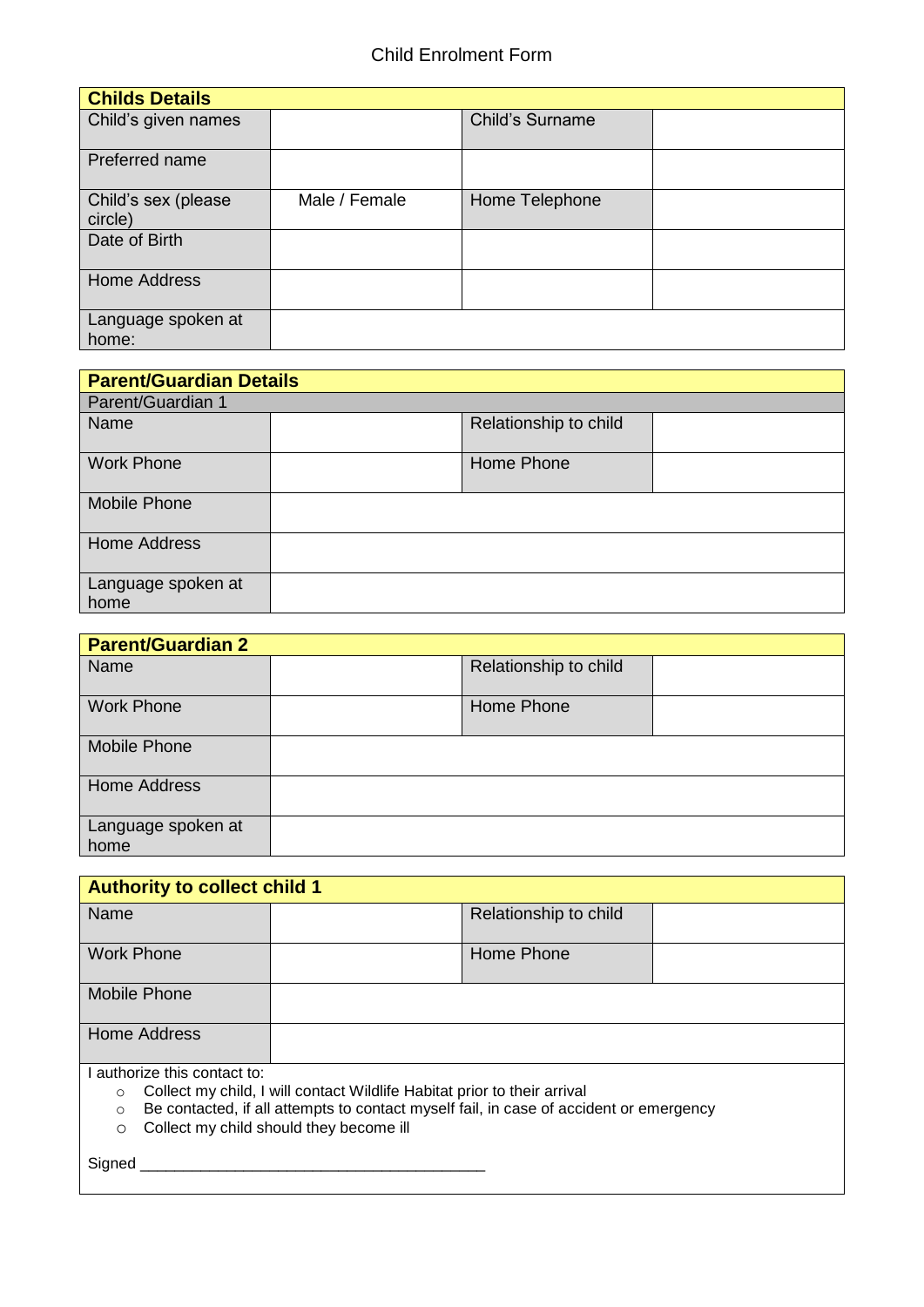Child Enrolment Form

| **Childs Details** | | | |
|---|---|---|---|
| Child's given names | | Child's Surname | |
| Preferred name | | | |
| Child's sex (please circle) | Male / Female | Home Telephone | |
| Date of Birth | | | |
| Home Address | | | |
| Language spoken at home: | | | |

| **Parent/Guardian Details** | | | |
|---|---|---|---|
| Parent/Guardian 1 | | | |
| Name | | Relationship to child | |
| Work Phone | | Home Phone | |
| Mobile Phone | | | |
| Home Address | | | |
| Language spoken at home | | | |

| **Parent/Guardian 2** | | | |
|---|---|---|---|
| Name | | Relationship to child | |
| Work Phone | | Home Phone | |
| Mobile Phone | | | |
| Home Address | | | |
| Language spoken at home | | | |

| **Authority to collect child 1** | | | |
|---|---|---|---|
| Name | | Relationship to child | |
| Work Phone | | Home Phone | |
| Mobile Phone | | | |
| Home Address | | | |

I authorize this contact to:

- Collect my child, I will contact Wildlife Habitat prior to their arrival
- Be contacted, if all attempts to contact myself fail, in case of accident or emergency
- Collect my child should they become ill

Signed ________________________________________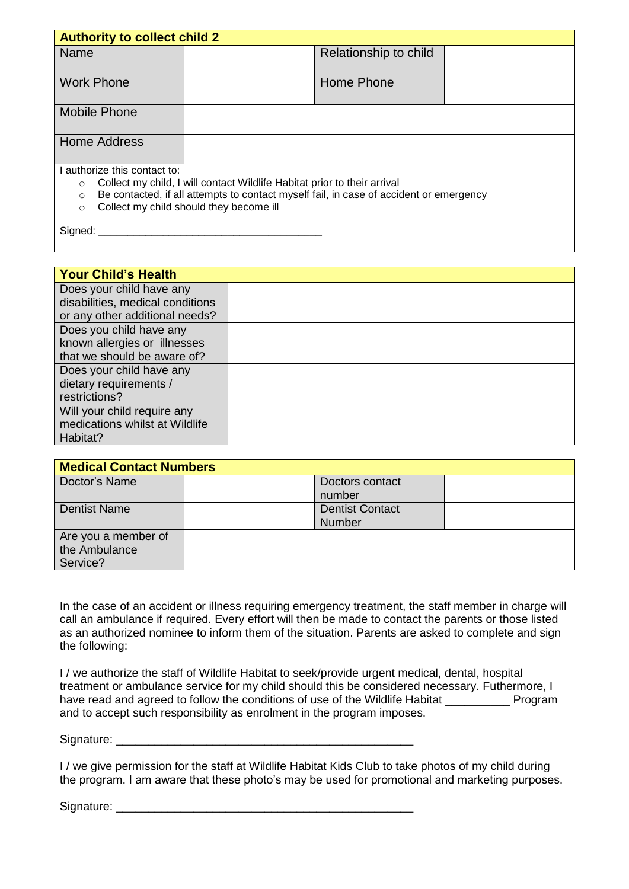| Authority to collect child 2 | | | |
|---|---|---|---|
| Name | | Relationship to child | |
| Work Phone | | Home Phone | |
| Mobile Phone | | | |
| Home Address | | | |

I authorize this contact to:

- Collect my child, I will contact Wildlife Habitat prior to their arrival
- Be contacted, if all attempts to contact myself fail, in case of accident or emergency
- Collect my child should they become ill

Signed: ______________________________________

| Your Child's Health | |
|---|---|
| Does your child have any disabilities, medical conditions or any other additional needs? | |
| Does you child have any known allergies or illnesses that we should be aware of? | |
| Does your child have any dietary requirements / restrictions? | |
| Will your child require any medications whilst at Wildlife Habitat? | |

| Medical Contact Numbers | | | |
|---|---|---|---|
| Doctor's Name | | Doctors contact number | |
| Dentist Name | | Dentist Contact Number | |
| Are you a member of the Ambulance Service? | | | |

In the case of an accident or illness requiring emergency treatment, the staff member in charge will call an ambulance if required. Every effort will then be made to contact the parents or those listed as an authorized nominee to inform them of the situation. Parents are asked to complete and sign the following:

I / we authorize the staff of Wildlife Habitat to seek/provide urgent medical, dental, hospital treatment or ambulance service for my child should this be considered necessary. Futhermore, I have read and agreed to follow the conditions of use of the Wildlife Habitat __________ Program and to accept such responsibility as enrolment in the program imposes.

Signature: ________________________________________________

I / we give permission for the staff at Wildlife Habitat Kids Club to take photos of my child during the program. I am aware that these photo's may be used for promotional and marketing purposes.

Signature: ________________________________________________